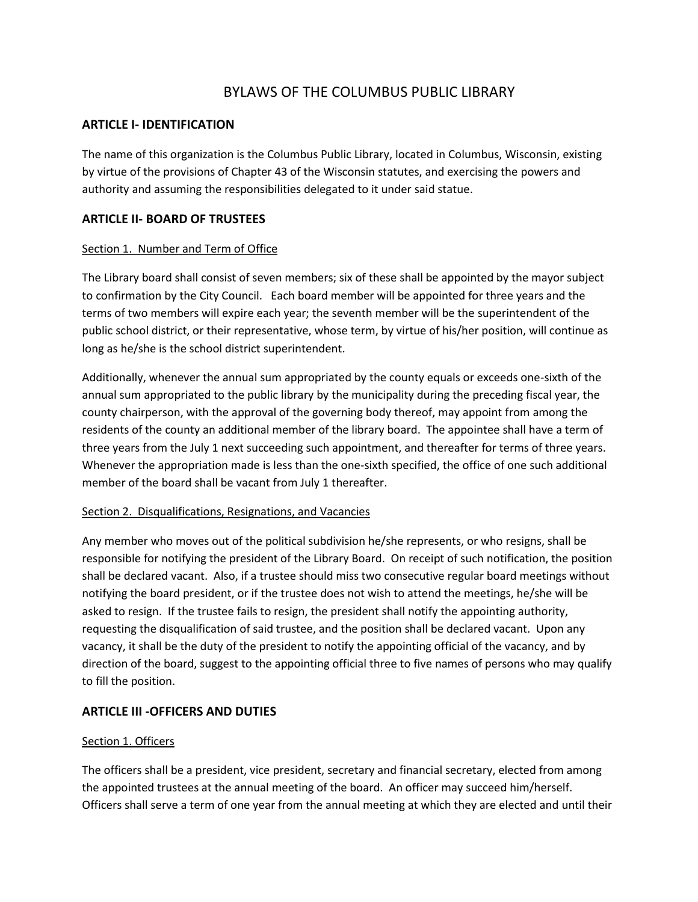# BYLAWS OF THE COLUMBUS PUBLIC LIBRARY

## ARTICLE I- IDENTIFICATION

The name of this organization is the Columbus Public Library, located in Columbus, Wisconsin, existing by virtue of the provisions of Chapter 43 of the Wisconsin statutes, and exercising the powers and authority and assuming the responsibilities delegated to it under said statue.

## ARTICLE II- BOARD OF TRUSTEES

### Section 1. Number and Term of Office

The Library board shall consist of seven members; six of these shall be appointed by the mayor subject to confirmation by the City Council. Each board member will be appointed for three years and the terms of two members will expire each year; the seventh member will be the superintendent of the public school district, or their representative, whose term, by virtue of his/her position, will continue as long as he/she is the school district superintendent.

Additionally, whenever the annual sum appropriated by the county equals or exceeds one-sixth of the annual sum appropriated to the public library by the municipality during the preceding fiscal year, the county chairperson, with the approval of the governing body thereof, may appoint from among the residents of the county an additional member of the library board. The appointee shall have a term of three years from the July 1 next succeeding such appointment, and thereafter for terms of three years. Whenever the appropriation made is less than the one-sixth specified, the office of one such additional member of the board shall be vacant from July 1 thereafter.

### Section 2. Disqualifications, Resignations, and Vacancies

Any member who moves out of the political subdivision he/she represents, or who resigns, shall be responsible for notifying the president of the Library Board. On receipt of such notification, the position shall be declared vacant. Also, if a trustee should miss two consecutive regular board meetings without notifying the board president, or if the trustee does not wish to attend the meetings, he/she will be asked to resign. If the trustee fails to resign, the president shall notify the appointing authority, requesting the disqualification of said trustee, and the position shall be declared vacant. Upon any vacancy, it shall be the duty of the president to notify the appointing official of the vacancy, and by direction of the board, suggest to the appointing official three to five names of persons who may qualify to fill the position.

## ARTICLE III -OFFICERS AND DUTIES

### Section 1. Officers

The officers shall be a president, vice president, secretary and financial secretary, elected from among the appointed trustees at the annual meeting of the board. An officer may succeed him/herself. Officers shall serve a term of one year from the annual meeting at which they are elected and until their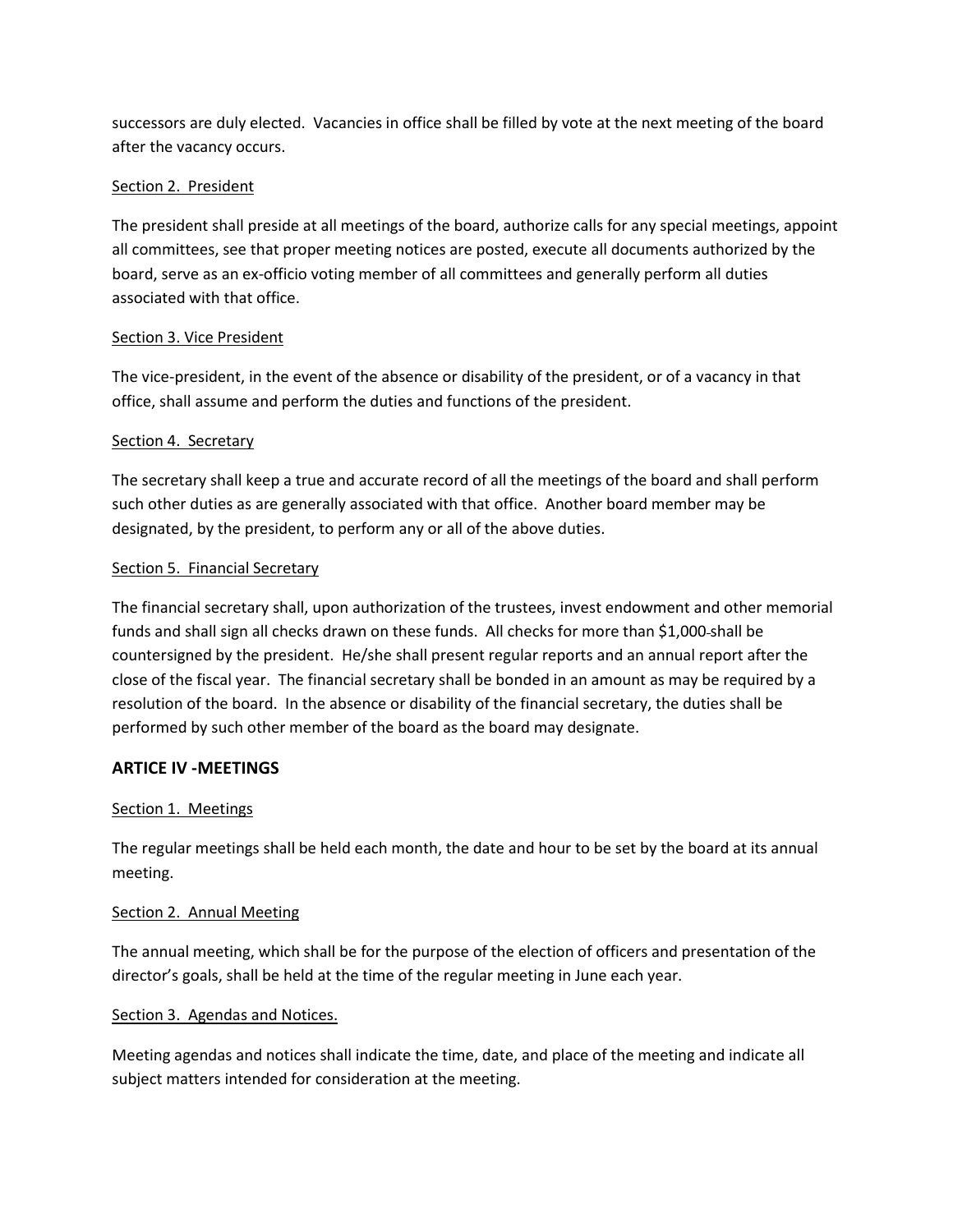successors are duly elected. Vacancies in office shall be filled by vote at the next meeting of the board after the vacancy occurs.

Section 2. President

The president shall preside at all meetings of the board, authorize calls for any special meetings, appoint all committees, see that proper meeting notices are posted, execute all documents authorized by the board, serve as an ex-officio voting member of all committees and generally perform all duties associated with that office.

Section 3. Vice President

The vice-president, in the event of the absence or disability of the president, or of a vacancy in that office, shall assume and perform the duties and functions of the president.

Section 4. Secretary

The secretary shall keep a true and accurate record of all the meetings of the board and shall perform such other duties as are generally associated with that office. Another board member may be designated, by the president, to perform any or all of the above duties.

Section 5. Financial Secretary

The financial secretary shall, upon authorization of the trustees, invest endowment and other memorial funds and shall sign all checks drawn on these funds. All checks for more than $1,000 shall be countersigned by the president. He/she shall present regular reports and an annual report after the close of the fiscal year. The financial secretary shall be bonded in an amount as may be required by a resolution of the board. In the absence or disability of the financial secretary, the duties shall be performed by such other member of the board as the board may designate.

## ARTICE IV -MEETINGS

Section 1. Meetings

The regular meetings shall be held each month, the date and hour to be set by the board at its annual meeting.

Section 2. Annual Meeting

The annual meeting, which shall be for the purpose of the election of officers and presentation of the director's goals, shall be held at the time of the regular meeting in June each year.

Section 3. Agendas and Notices.

Meeting agendas and notices shall indicate the time, date, and place of the meeting and indicate all subject matters intended for consideration at the meeting.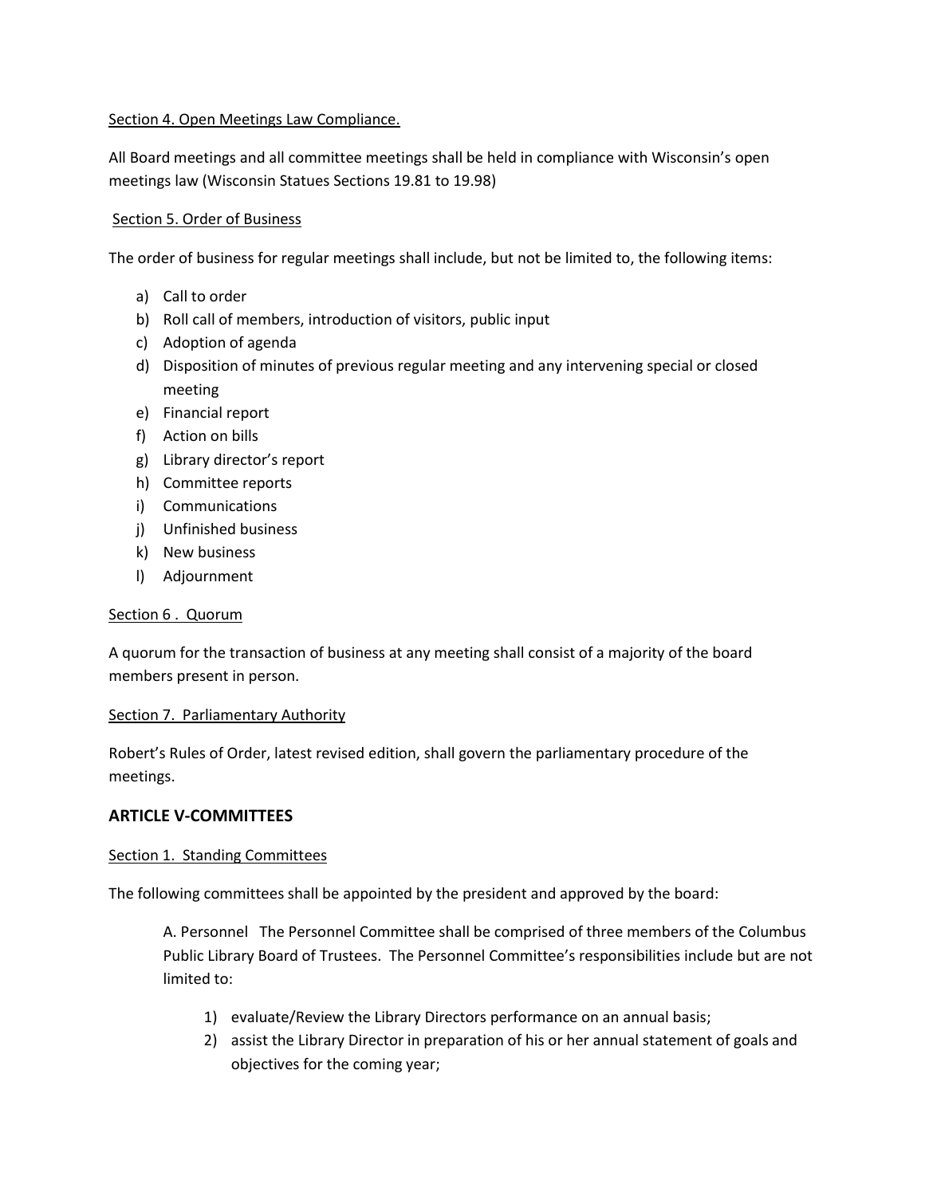Section 4. Open Meetings Law Compliance.

All Board meetings and all committee meetings shall be held in compliance with Wisconsin's open meetings law (Wisconsin Statues Sections 19.81 to 19.98)

Section 5. Order of Business

The order of business for regular meetings shall include, but not be limited to, the following items:

a) Call to order
b) Roll call of members, introduction of visitors, public input
c) Adoption of agenda
d) Disposition of minutes of previous regular meeting and any intervening special or closed meeting
e) Financial report
f) Action on bills
g) Library director's report
h) Committee reports
i) Communications
j) Unfinished business
k) New business
l) Adjournment

Section 6 . Quorum

A quorum for the transaction of business at any meeting shall consist of a majority of the board members present in person.

Section 7. Parliamentary Authority

Robert's Rules of Order, latest revised edition, shall govern the parliamentary procedure of the meetings.

## ARTICLE V-COMMITTEES

Section 1. Standing Committees

The following committees shall be appointed by the president and approved by the board:

A. Personnel The Personnel Committee shall be comprised of three members of the Columbus Public Library Board of Trustees. The Personnel Committee's responsibilities include but are not limited to:

1) evaluate/Review the Library Directors performance on an annual basis;
2) assist the Library Director in preparation of his or her annual statement of goals and objectives for the coming year;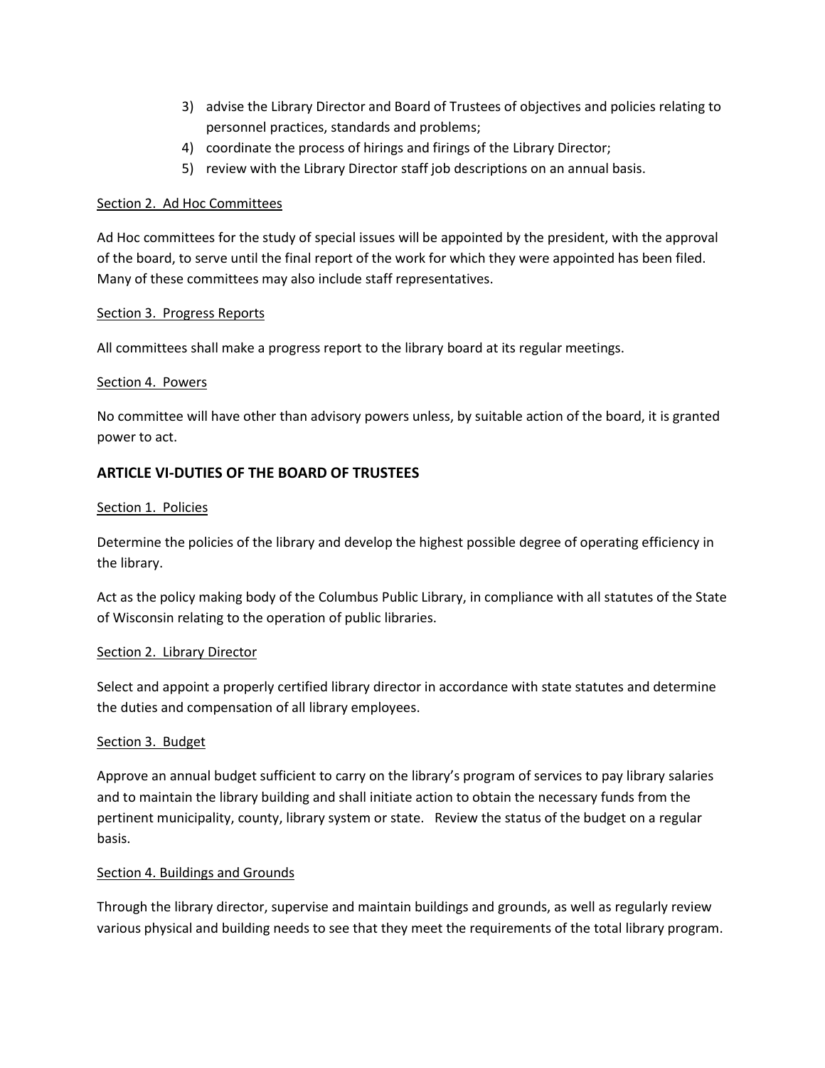3) advise the Library Director and Board of Trustees of objectives and policies relating to personnel practices, standards and problems;
4) coordinate the process of hirings and firings of the Library Director;
5) review with the Library Director staff job descriptions on an annual basis.

<u>Section 2. Ad Hoc Committees</u>

Ad Hoc committees for the study of special issues will be appointed by the president, with the approval of the board, to serve until the final report of the work for which they were appointed has been filed. Many of these committees may also include staff representatives.

<u>Section 3. Progress Reports</u>

All committees shall make a progress report to the library board at its regular meetings.

<u>Section 4. Powers</u>

No committee will have other than advisory powers unless, by suitable action of the board, it is granted power to act.

## ARTICLE VI-DUTIES OF THE BOARD OF TRUSTEES

<u>Section 1. Policies</u>

Determine the policies of the library and develop the highest possible degree of operating efficiency in the library.

Act as the policy making body of the Columbus Public Library, in compliance with all statutes of the State of Wisconsin relating to the operation of public libraries.

<u>Section 2. Library Director</u>

Select and appoint a properly certified library director in accordance with state statutes and determine the duties and compensation of all library employees.

<u>Section 3. Budget</u>

Approve an annual budget sufficient to carry on the library's program of services to pay library salaries and to maintain the library building and shall initiate action to obtain the necessary funds from the pertinent municipality, county, library system or state. Review the status of the budget on a regular basis.

<u>Section 4. Buildings and Grounds</u>

Through the library director, supervise and maintain buildings and grounds, as well as regularly review various physical and building needs to see that they meet the requirements of the total library program.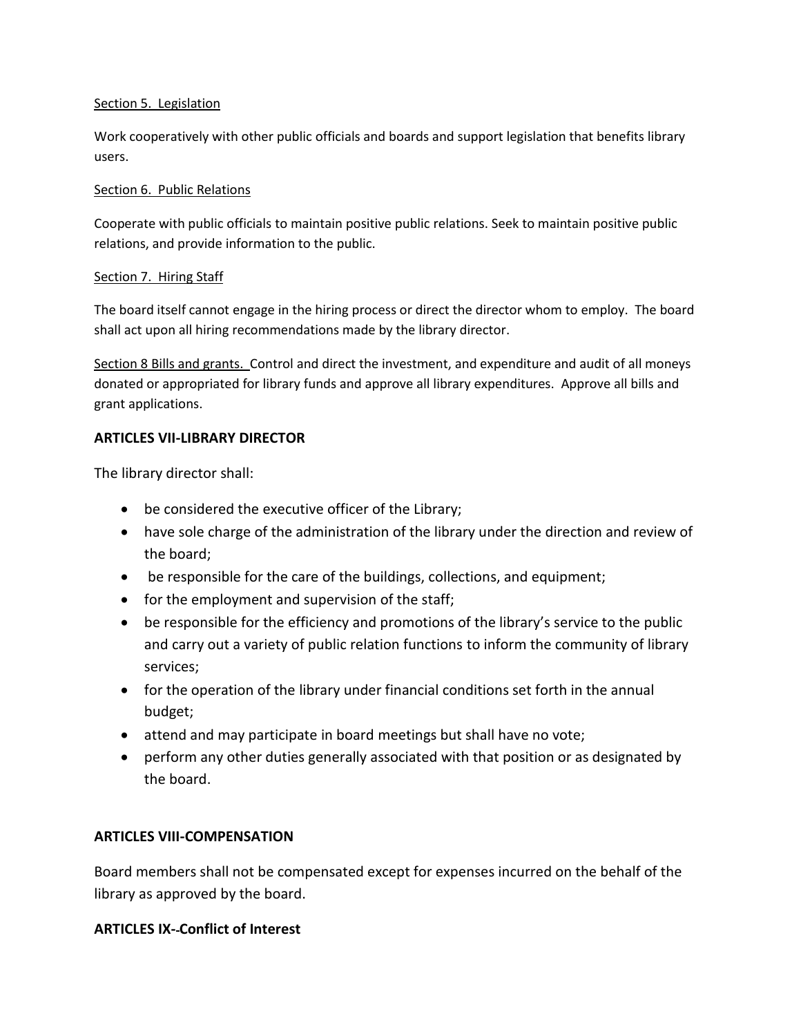Section 5. Legislation

Work cooperatively with other public officials and boards and support legislation that benefits library users.

Section 6. Public Relations

Cooperate with public officials to maintain positive public relations. Seek to maintain positive public relations, and provide information to the public.

Section 7. Hiring Staff

The board itself cannot engage in the hiring process or direct the director whom to employ. The board shall act upon all hiring recommendations made by the library director.

Section 8 Bills and grants. Control and direct the investment, and expenditure and audit of all moneys donated or appropriated for library funds and approve all library expenditures. Approve all bills and grant applications.

**ARTICLES VII-LIBRARY DIRECTOR**

The library director shall:

- be considered the executive officer of the Library;
- have sole charge of the administration of the library under the direction and review of the board;
- be responsible for the care of the buildings, collections, and equipment;
- for the employment and supervision of the staff;
- be responsible for the efficiency and promotions of the library's service to the public and carry out a variety of public relation functions to inform the community of library services;
- for the operation of the library under financial conditions set forth in the annual budget;
- attend and may participate in board meetings but shall have no vote;
- perform any other duties generally associated with that position or as designated by the board.

**ARTICLES VIII-COMPENSATION**

Board members shall not be compensated except for expenses incurred on the behalf of the library as approved by the board.

**ARTICLES IX--Conflict of Interest**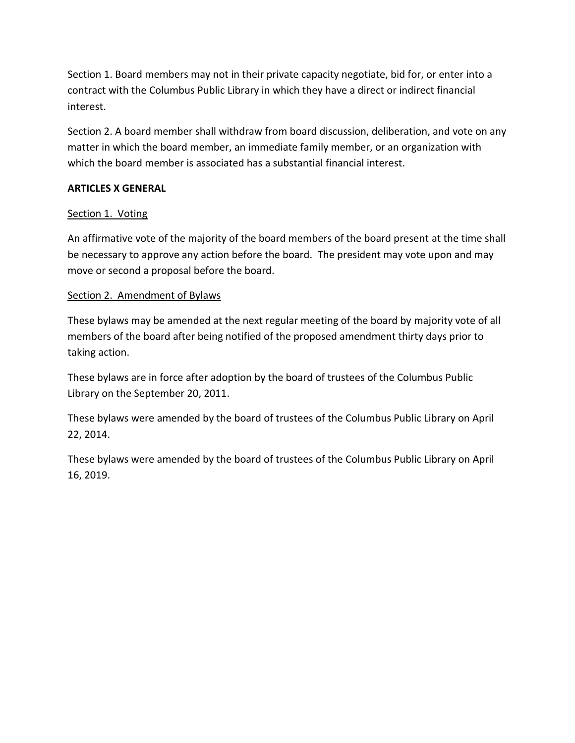Section 1. Board members may not in their private capacity negotiate, bid for, or enter into a contract with the Columbus Public Library in which they have a direct or indirect financial interest.

Section 2. A board member shall withdraw from board discussion, deliberation, and vote on any matter in which the board member, an immediate family member, or an organization with which the board member is associated has a substantial financial interest.

## ARTICLES X GENERAL

Section 1. Voting

An affirmative vote of the majority of the board members of the board present at the time shall be necessary to approve any action before the board. The president may vote upon and may move or second a proposal before the board.

Section 2. Amendment of Bylaws

These bylaws may be amended at the next regular meeting of the board by majority vote of all members of the board after being notified of the proposed amendment thirty days prior to taking action.

These bylaws are in force after adoption by the board of trustees of the Columbus Public Library on the September 20, 2011.

These bylaws were amended by the board of trustees of the Columbus Public Library on April 22, 2014.

These bylaws were amended by the board of trustees of the Columbus Public Library on April 16, 2019.